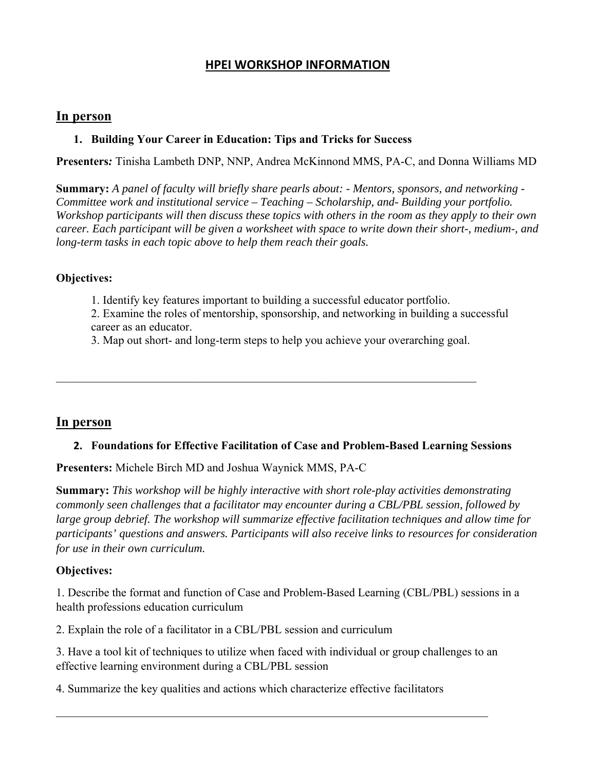# HPEI WORKSHOP INFORMATION

## In person

### 1. Building Your Career in Education: Tips and Tricks for Success

**Presenters:** Tinisha Lambeth DNP, NNP, Andrea McKinnond MMS, PA-C, and Donna Williams MD

**Summary:** *A panel of faculty will briefly share pearls about: - Mentors, sponsors, and networking - Committee work and institutional service – Teaching – Scholarship, and- Building your portfolio. Workshop participants will then discuss these topics with others in the room as they apply to their own career. Each participant will be given a worksheet with space to write down their short-, medium-, and long-term tasks in each topic above to help them reach their goals.*

**Objectives:**

1. Identify key features important to building a successful educator portfolio.
2. Examine the roles of mentorship, sponsorship, and networking in building a successful career as an educator.
3. Map out short- and long-term steps to help you achieve your overarching goal.

---

## In person

### 2. Foundations for Effective Facilitation of Case and Problem-Based Learning Sessions

**Presenters:** Michele Birch MD and Joshua Waynick MMS, PA-C

**Summary:** *This workshop will be highly interactive with short role-play activities demonstrating commonly seen challenges that a facilitator may encounter during a CBL/PBL session, followed by large group debrief. The workshop will summarize effective facilitation techniques and allow time for participants' questions and answers. Participants will also receive links to resources for consideration for use in their own curriculum.*

**Objectives:**

1. Describe the format and function of Case and Problem-Based Learning (CBL/PBL) sessions in a health professions education curriculum

2. Explain the role of a facilitator in a CBL/PBL session and curriculum

3. Have a tool kit of techniques to utilize when faced with individual or group challenges to an effective learning environment during a CBL/PBL session

4. Summarize the key qualities and actions which characterize effective facilitators

---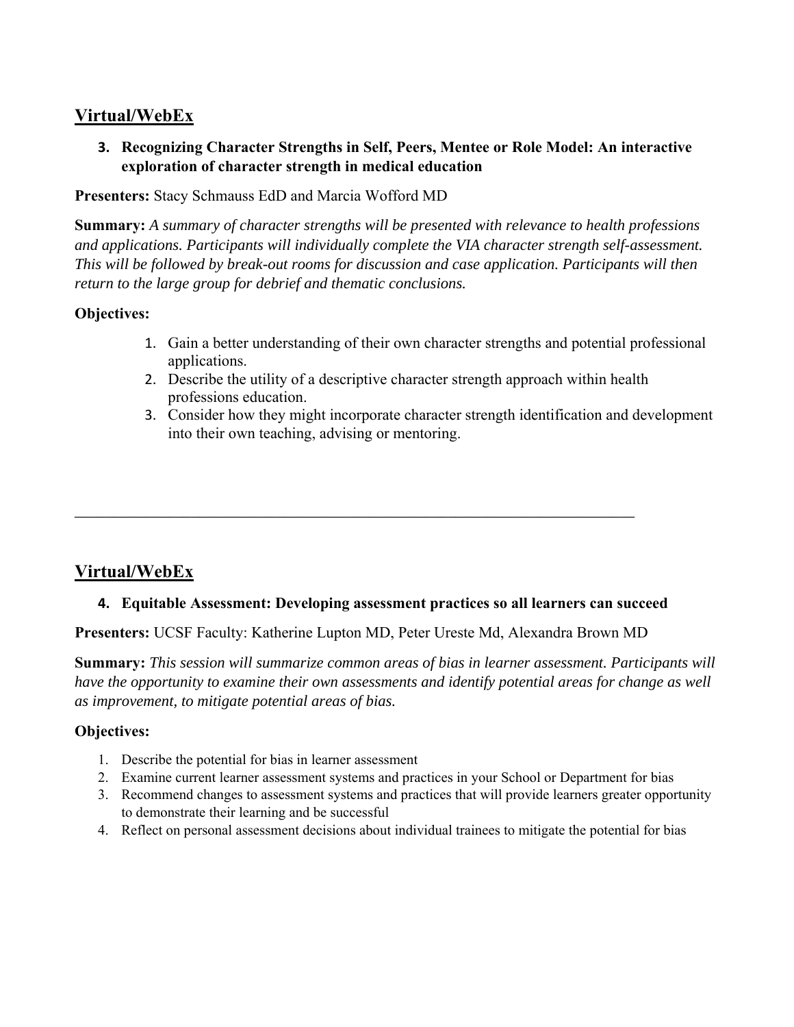## Virtual/WebEx

### 3. Recognizing Character Strengths in Self, Peers, Mentee or Role Model: An interactive exploration of character strength in medical education

**Presenters:** Stacy Schmauss EdD and Marcia Wofford MD

**Summary:** *A summary of character strengths will be presented with relevance to health professions and applications. Participants will individually complete the VIA character strength self-assessment. This will be followed by break-out rooms for discussion and case application. Participants will then return to the large group for debrief and thematic conclusions.*

**Objectives:**

1. Gain a better understanding of their own character strengths and potential professional applications.
2. Describe the utility of a descriptive character strength approach within health professions education.
3. Consider how they might incorporate character strength identification and development into their own teaching, advising or mentoring.

---

## Virtual/WebEx

### 4. Equitable Assessment: Developing assessment practices so all learners can succeed

**Presenters:** UCSF Faculty: Katherine Lupton MD, Peter Ureste Md, Alexandra Brown MD

**Summary:** *This session will summarize common areas of bias in learner assessment. Participants will have the opportunity to examine their own assessments and identify potential areas for change as well as improvement, to mitigate potential areas of bias.*

**Objectives:**

1. Describe the potential for bias in learner assessment
2. Examine current learner assessment systems and practices in your School or Department for bias
3. Recommend changes to assessment systems and practices that will provide learners greater opportunity to demonstrate their learning and be successful
4. Reflect on personal assessment decisions about individual trainees to mitigate the potential for bias